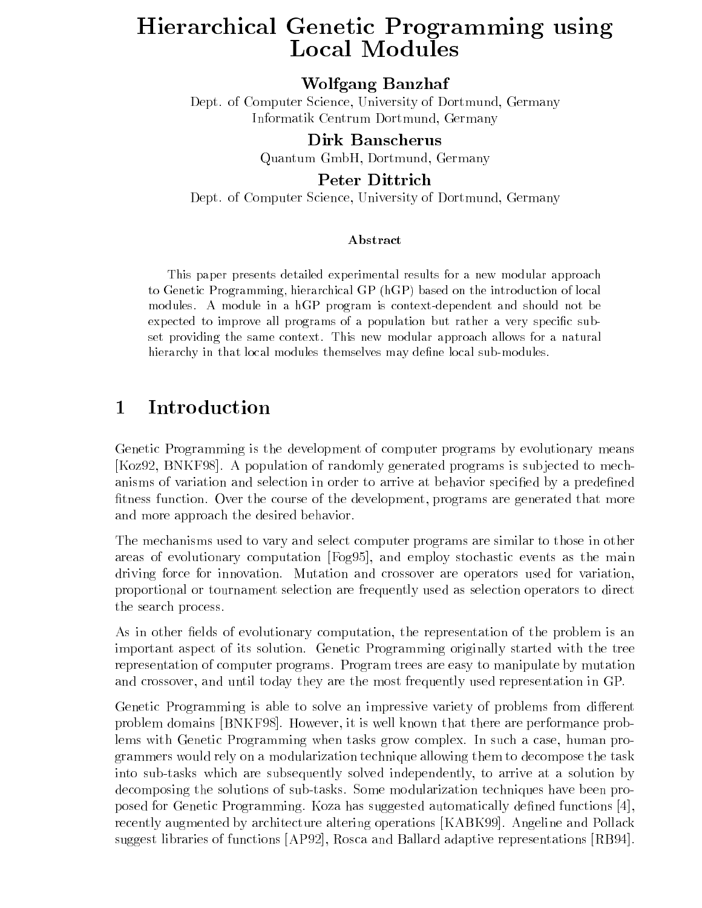# Hierarchical Genetic Programming using Local Modules

**Wolfgang Banzhaf**

Dept. of Computer Science, University of Dortmund, Germany
Informatik Centrum Dortmund, Germany

**Dirk Banscherus**

Quantum GmbH, Dortmund, Germany

**Peter Dittrich**

Dept. of Computer Science, University of Dortmund, Germany

### Abstract

This paper presents detailed experimental results for a new modular approach to Genetic Programming, hierarchical GP (hGP) based on the introduction of local modules. A module in a hGP program is context-dependent and should not be expected to improve all programs of a population but rather a very specific subset providing the same context. This new modular approach allows for a natural hierarchy in that local modules themselves may define local sub-modules.

## 1 Introduction

Genetic Programming is the development of computer programs by evolutionary means [Koz92, BNKF98]. A population of randomly generated programs is subjected to mechanisms of variation and selection in order to arrive at behavior specified by a predefined fitness function. Over the course of the development, programs are generated that more and more approach the desired behavior.

The mechanisms used to vary and select computer programs are similar to those in other areas of evolutionary computation [Fog95], and employ stochastic events as the main driving force for innovation. Mutation and crossover are operators used for variation, proportional or tournament selection are frequently used as selection operators to direct the search process.

As in other fields of evolutionary computation, the representation of the problem is an important aspect of its solution. Genetic Programming originally started with the tree representation of computer programs. Program trees are easy to manipulate by mutation and crossover, and until today they are the most frequently used representation in GP.

Genetic Programming is able to solve an impressive variety of problems from different problem domains [BNKF98]. However, it is well known that there are performance problems with Genetic Programming when tasks grow complex. In such a case, human programmers would rely on a modularization technique allowing them to decompose the task into sub-tasks which are subsequently solved independently, to arrive at a solution by decomposing the solutions of sub-tasks. Some modularization techniques have been proposed for Genetic Programming. Koza has suggested automatically defined functions [4], recently augmented by architecture altering operations [KABK99]. Angeline and Pollack suggest libraries of functions [AP92], Rosca and Ballard adaptive representations [RB94].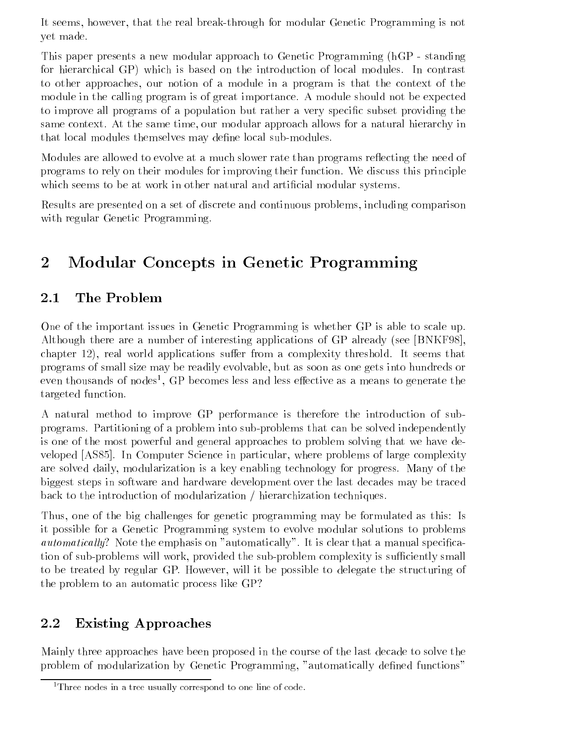It seems, however, that the real break-through for modular Genetic Programming is not yet made.

This paper presents a new modular approach to Genetic Programming (hGP - standing for hierarchical GP) which is based on the introduction of local modules. In contrast to other approaches, our notion of a module in a program is that the context of the module in the calling program is of great importance. A module should not be expected to improve all programs of a population but rather a very specific subset providing the same context. At the same time, our modular approach allows for a natural hierarchy in that local modules themselves may define local sub-modules.

Modules are allowed to evolve at a much slower rate than programs reflecting the need of programs to rely on their modules for improving their function. We discuss this principle which seems to be at work in other natural and artificial modular systems.

Results are presented on a set of discrete and continuous problems, including comparison with regular Genetic Programming.

## 2 Modular Concepts in Genetic Programming

### 2.1 The Problem

One of the important issues in Genetic Programming is whether GP is able to scale up. Although there are a number of interesting applications of GP already (see [BNKF98], chapter 12), real world applications suffer from a complexity threshold. It seems that programs of small size may be readily evolvable, but as soon as one gets into hundreds or even thousands of nodes[1], GP becomes less and less effective as a means to generate the targeted function.

A natural method to improve GP performance is therefore the introduction of sub-programs. Partitioning of a problem into sub-problems that can be solved independently is one of the most powerful and general approaches to problem solving that we have developed [AS85]. In Computer Science in particular, where problems of large complexity are solved daily, modularization is a key enabling technology for progress. Many of the biggest steps in software and hardware development over the last decades may be traced back to the introduction of modularization / hierarchization techniques.

Thus, one of the big challenges for genetic programming may be formulated as this: Is it possible for a Genetic Programming system to evolve modular solutions to problems *automatically*? Note the emphasis on "automatically". It is clear that a manual specification of sub-problems will work, provided the sub-problem complexity is sufficiently small to be treated by regular GP. However, will it be possible to delegate the structuring of the problem to an automatic process like GP?

### 2.2 Existing Approaches

Mainly three approaches have been proposed in the course of the last decade to solve the problem of modularization by Genetic Programming, "automatically defined functions"

[1] Three nodes in a tree usually correspond to one line of code.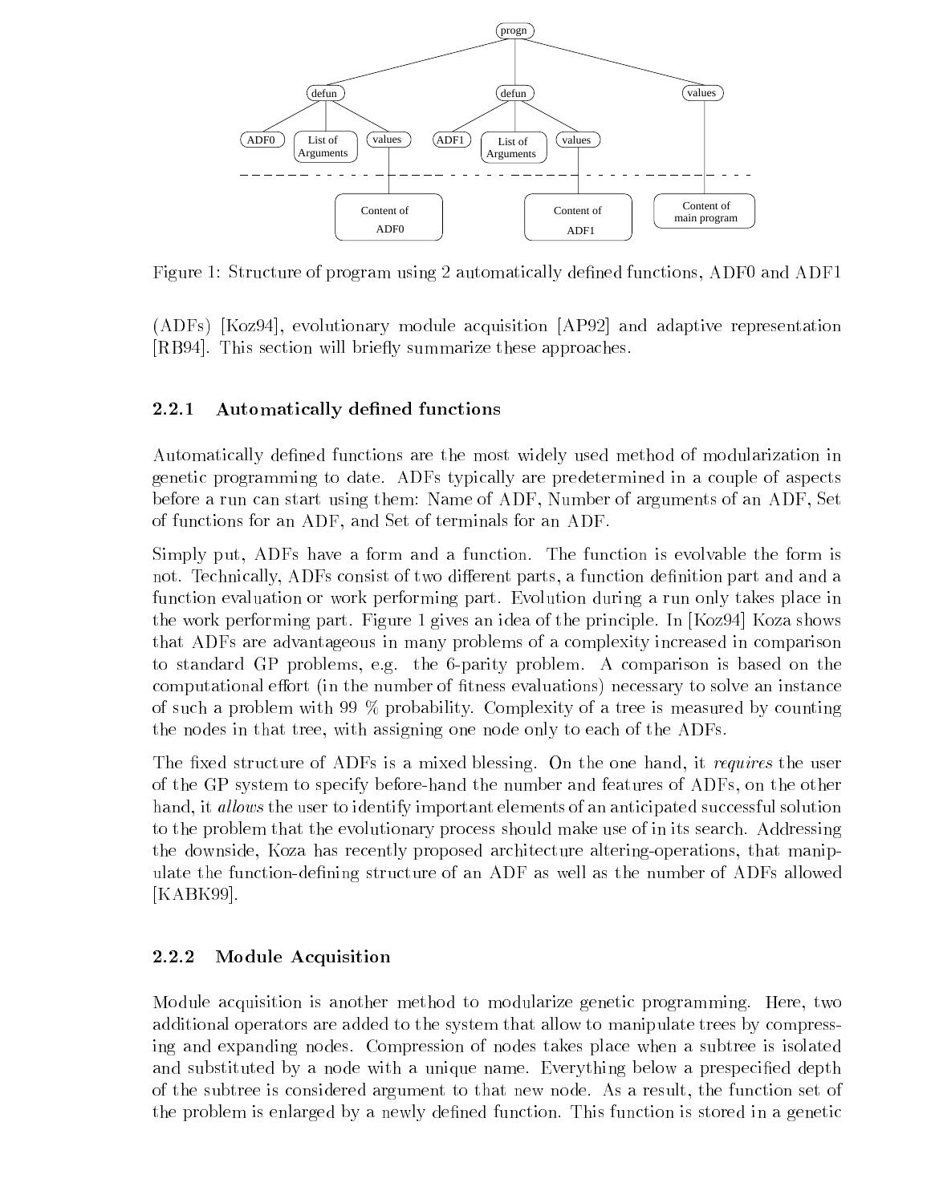Figure 1: Structure of program using 2 automatically defined functions, ADF0 and ADF1

(ADFs) [Koz94], evolutionary module acquisition [AP92] and adaptive representation [RB94]. This section will briefly summarize these approaches.

### 2.2.1 Automatically defined functions

Automatically defined functions are the most widely used method of modularization in genetic programming to date. ADFs typically are predetermined in a couple of aspects before a run can start using them: Name of ADF, Number of arguments of an ADF, Set of functions for an ADF, and Set of terminals for an ADF.

Simply put, ADFs have a form and a function. The function is evolvable the form is not. Technically, ADFs consist of two different parts, a function definition part and and a function evaluation or work performing part. Evolution during a run only takes place in the work performing part. Figure 1 gives an idea of the principle. In [Koz94] Koza shows that ADFs are advantageous in many problems of a complexity increased in comparison to standard GP problems, e.g. the 6-parity problem. A comparison is based on the computational effort (in the number of fitness evaluations) necessary to solve an instance of such a problem with 99 % probability. Complexity of a tree is measured by counting the nodes in that tree, with assigning one node only to each of the ADFs.

The fixed structure of ADFs is a mixed blessing. On the one hand, it *requires* the user of the GP system to specify before-hand the number and features of ADFs, on the other hand, it *allows* the user to identify important elements of an anticipated successful solution to the problem that the evolutionary process should make use of in its search. Addressing the downside, Koza has recently proposed architecture altering-operations, that manipulate the function-defining structure of an ADF as well as the number of ADFs allowed [KABK99].

### 2.2.2 Module Acquisition

Module acquisition is another method to modularize genetic programming. Here, two additional operators are added to the system that allow to manipulate trees by compressing and expanding nodes. Compression of nodes takes place when a subtree is isolated and substituted by a node with a unique name. Everything below a prespecified depth of the subtree is considered argument to that new node. As a result, the function set of the problem is enlarged by a newly defined function. This function is stored in a genetic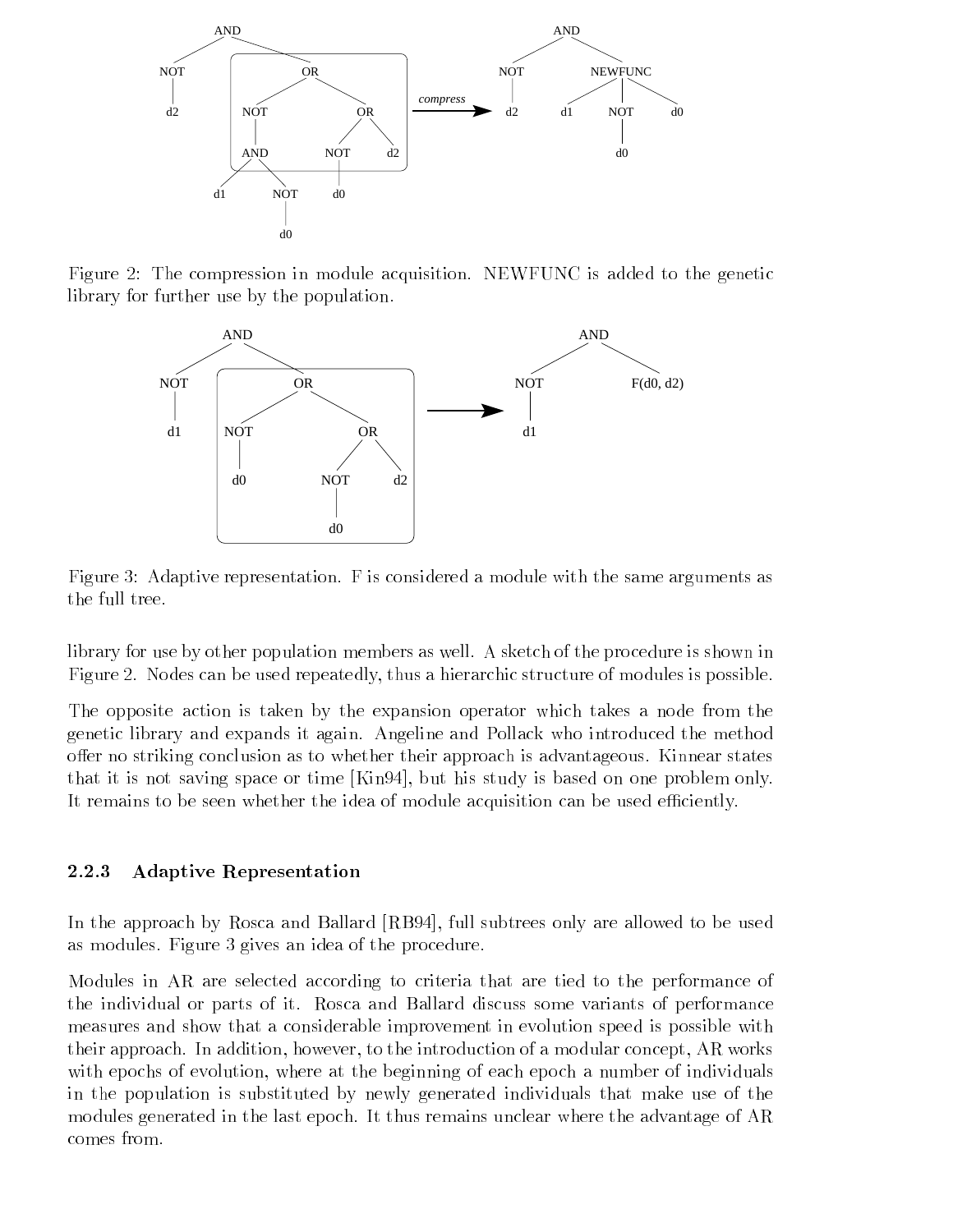Figure 2: The compression in module acquisition. NEWFUNC is added to the genetic library for further use by the population.

Figure 3: Adaptive representation. F is considered a module with the same arguments as the full tree.

library for use by other population members as well. A sketch of the procedure is shown in Figure 2. Nodes can be used repeatedly, thus a hierarchic structure of modules is possible.

The opposite action is taken by the expansion operator which takes a node from the genetic library and expands it again. Angeline and Pollack who introduced the method offer no striking conclusion as to whether their approach is advantageous. Kinnear states that it is not saving space or time [Kin94], but his study is based on one problem only. It remains to be seen whether the idea of module acquisition can be used efficiently.

### 2.2.3 Adaptive Representation

In the approach by Rosca and Ballard [RB94], full subtrees only are allowed to be used as modules. Figure 3 gives an idea of the procedure.

Modules in AR are selected according to criteria that are tied to the performance of the individual or parts of it. Rosca and Ballard discuss some variants of performance measures and show that a considerable improvement in evolution speed is possible with their approach. In addition, however, to the introduction of a modular concept, AR works with epochs of evolution, where at the beginning of each epoch a number of individuals in the population is substituted by newly generated individuals that make use of the modules generated in the last epoch. It thus remains unclear where the advantage of AR comes from.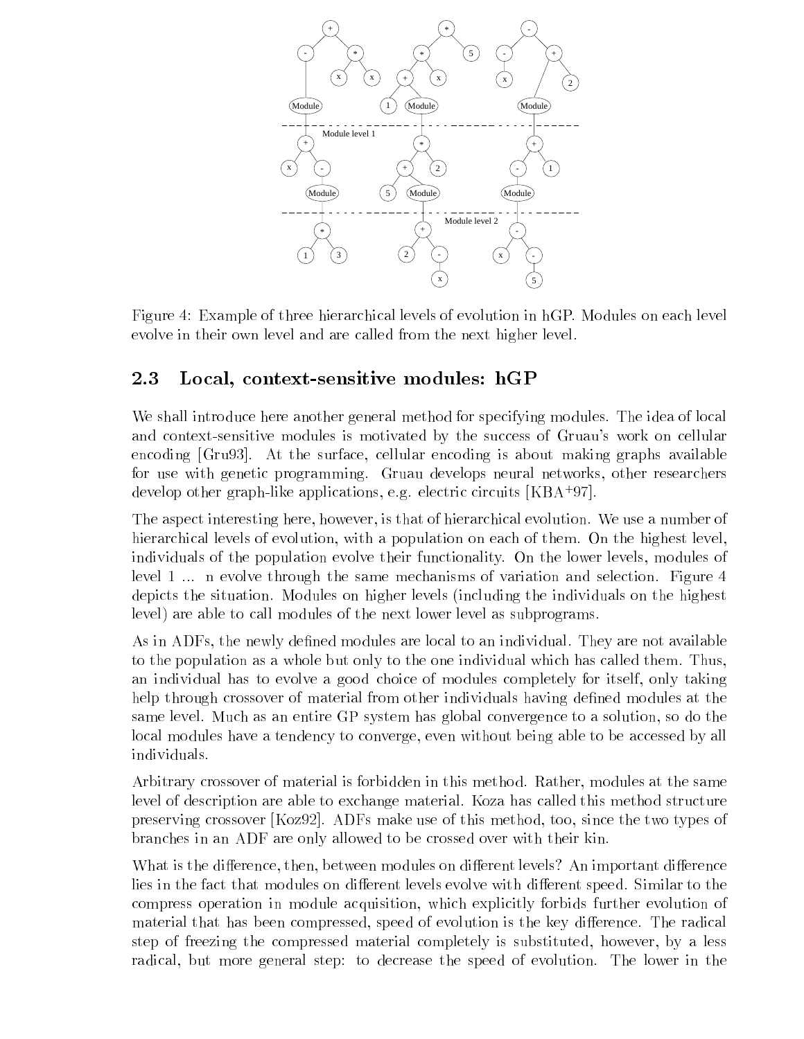Figure 4: Example of three hierarchical levels of evolution in hGP. Modules on each level evolve in their own level and are called from the next higher level.

## 2.3 Local, context-sensitive modules: hGP

We shall introduce here another general method for specifying modules. The idea of local and context-sensitive modules is motivated by the success of Gruau's work on cellular encoding [Gru93]. At the surface, cellular encoding is about making graphs available for use with genetic programming. Gruau develops neural networks, other researchers develop other graph-like applications, e.g. electric circuits [KBA+97].

The aspect interesting here, however, is that of hierarchical evolution. We use a number of hierarchical levels of evolution, with a population on each of them. On the highest level, individuals of the population evolve their functionality. On the lower levels, modules of level 1 ... n evolve through the same mechanisms of variation and selection. Figure 4 depicts the situation. Modules on higher levels (including the individuals on the highest level) are able to call modules of the next lower level as subprograms.

As in ADFs, the newly defined modules are local to an individual. They are not available to the population as a whole but only to the one individual which has called them. Thus, an individual has to evolve a good choice of modules completely for itself, only taking help through crossover of material from other individuals having defined modules at the same level. Much as an entire GP system has global convergence to a solution, so do the local modules have a tendency to converge, even without being able to be accessed by all individuals.

Arbitrary crossover of material is forbidden in this method. Rather, modules at the same level of description are able to exchange material. Koza has called this method structure preserving crossover [Koz92]. ADFs make use of this method, too, since the two types of branches in an ADF are only allowed to be crossed over with their kin.

What is the difference, then, between modules on different levels? An important difference lies in the fact that modules on different levels evolve with different speed. Similar to the compress operation in module acquisition, which explicitly forbids further evolution of material that has been compressed, speed of evolution is the key difference. The radical step of freezing the compressed material completely is substituted, however, by a less radical, but more general step: to decrease the speed of evolution. The lower in the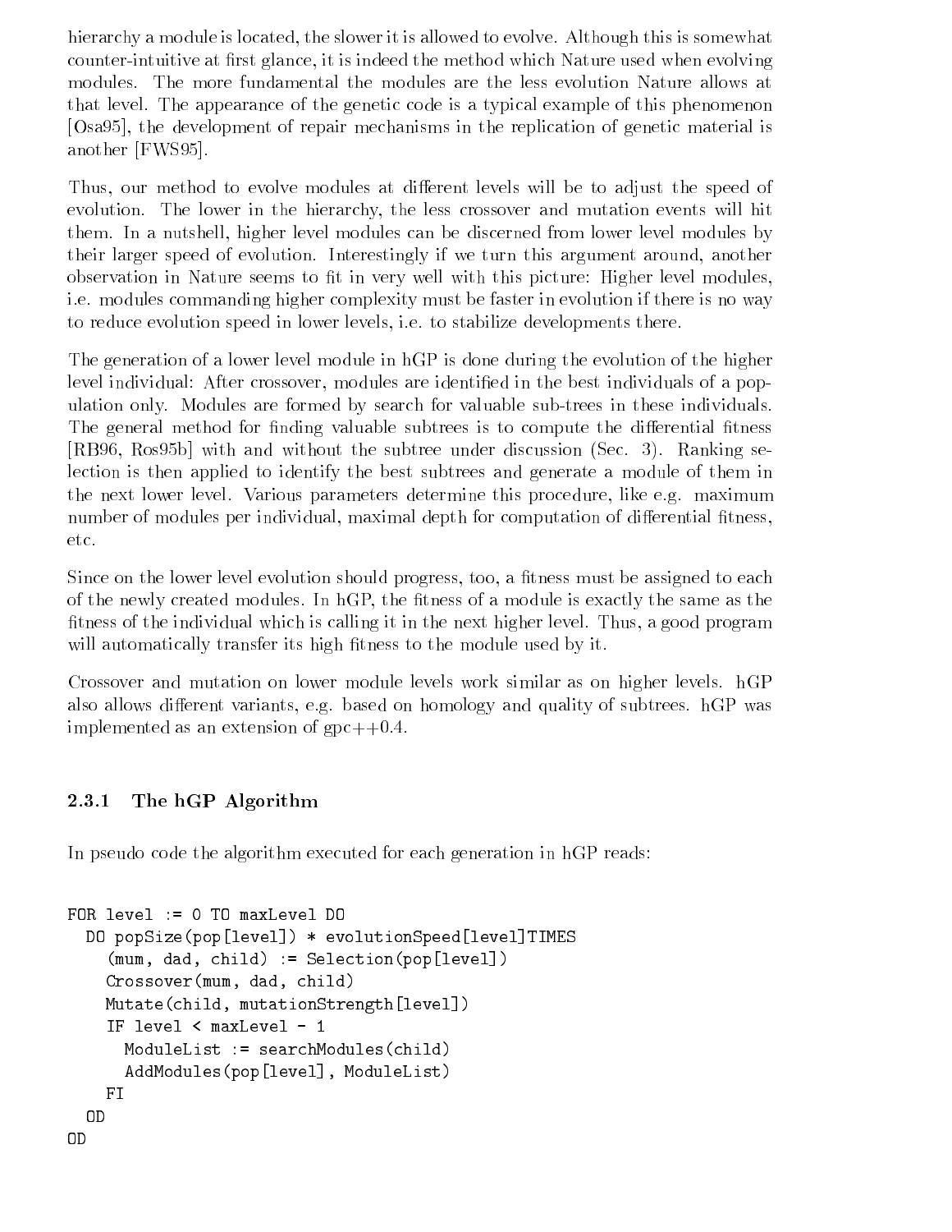hierarchy a module is located, the slower it is allowed to evolve. Although this is somewhat counter-intuitive at first glance, it is indeed the method which Nature used when evolving modules. The more fundamental the modules are the less evolution Nature allows at that level. The appearance of the genetic code is a typical example of this phenomenon [Osa95], the development of repair mechanisms in the replication of genetic material is another [FWS95].

Thus, our method to evolve modules at different levels will be to adjust the speed of evolution. The lower in the hierarchy, the less crossover and mutation events will hit them. In a nutshell, higher level modules can be discerned from lower level modules by their larger speed of evolution. Interestingly if we turn this argument around, another observation in Nature seems to fit in very well with this picture: Higher level modules, i.e. modules commanding higher complexity must be faster in evolution if there is no way to reduce evolution speed in lower levels, i.e. to stabilize developments there.

The generation of a lower level module in hGP is done during the evolution of the higher level individual: After crossover, modules are identified in the best individuals of a population only. Modules are formed by search for valuable sub-trees in these individuals. The general method for finding valuable subtrees is to compute the differential fitness [RB96, Ros95b] with and without the subtree under discussion (Sec. 3). Ranking selection is then applied to identify the best subtrees and generate a module of them in the next lower level. Various parameters determine this procedure, like e.g. maximum number of modules per individual, maximal depth for computation of differential fitness, etc.

Since on the lower level evolution should progress, too, a fitness must be assigned to each of the newly created modules. In hGP, the fitness of a module is exactly the same as the fitness of the individual which is calling it in the next higher level. Thus, a good program will automatically transfer its high fitness to the module used by it.

Crossover and mutation on lower module levels work similar as on higher levels. hGP also allows different variants, e.g. based on homology and quality of subtrees. hGP was implemented as an extension of gpc++0.4.

### 2.3.1 The hGP Algorithm

In pseudo code the algorithm executed for each generation in hGP reads:

```
FOR level := 0 TO maxLevel DO
  DO popSize(pop[level]) * evolutionSpeed[level]TIMES
    (mum, dad, child) := Selection(pop[level])
    Crossover(mum, dad, child)
    Mutate(child, mutationStrength[level])
    IF level < maxLevel - 1
      ModuleList := searchModules(child)
      AddModules(pop[level], ModuleList)
    FI
  OD
OD
```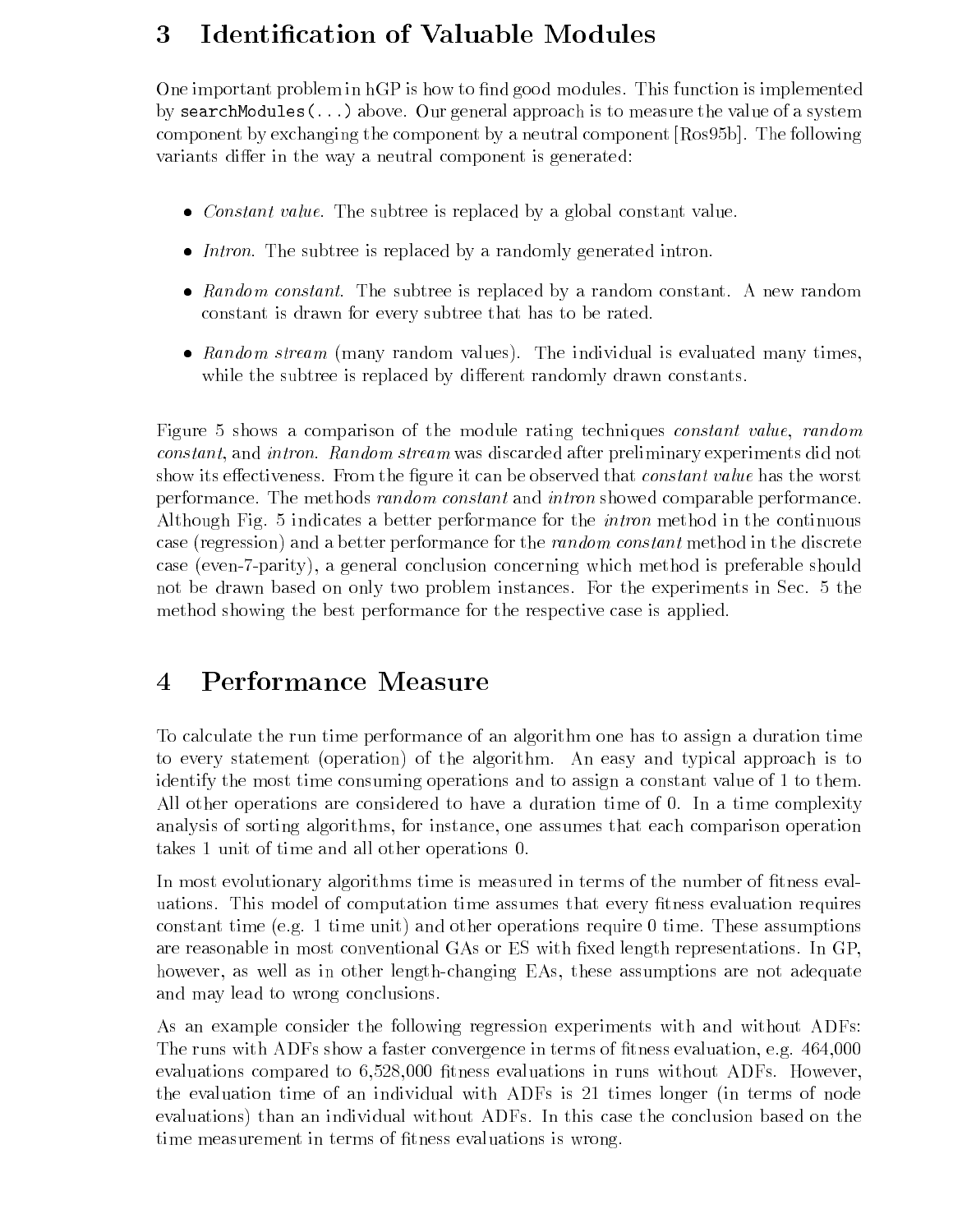## 3 Identification of Valuable Modules

One important problem in hGP is how to find good modules. This function is implemented by `searchModules(...)` above. Our general approach is to measure the value of a system component by exchanging the component by a neutral component [Ros95b]. The following variants differ in the way a neutral component is generated:

- *Constant value.* The subtree is replaced by a global constant value.
- *Intron.* The subtree is replaced by a randomly generated intron.
- *Random constant.* The subtree is replaced by a random constant. A new random constant is drawn for every subtree that has to be rated.
- *Random stream* (many random values). The individual is evaluated many times, while the subtree is replaced by different randomly drawn constants.

Figure 5 shows a comparison of the module rating techniques *constant value*, *random constant*, and *intron*. *Random stream* was discarded after preliminary experiments did not show its effectiveness. From the figure it can be observed that *constant value* has the worst performance. The methods *random constant* and *intron* showed comparable performance. Although Fig. 5 indicates a better performance for the *intron* method in the continuous case (regression) and a better performance for the *random constant* method in the discrete case (even-7-parity), a general conclusion concerning which method is preferable should not be drawn based on only two problem instances. For the experiments in Sec. 5 the method showing the best performance for the respective case is applied.

## 4 Performance Measure

To calculate the run time performance of an algorithm one has to assign a duration time to every statement (operation) of the algorithm. An easy and typical approach is to identify the most time consuming operations and to assign a constant value of 1 to them. All other operations are considered to have a duration time of 0. In a time complexity analysis of sorting algorithms, for instance, one assumes that each comparison operation takes 1 unit of time and all other operations 0.

In most evolutionary algorithms time is measured in terms of the number of fitness evaluations. This model of computation time assumes that every fitness evaluation requires constant time (e.g. 1 time unit) and other operations require 0 time. These assumptions are reasonable in most conventional GAs or ES with fixed length representations. In GP, however, as well as in other length-changing EAs, these assumptions are not adequate and may lead to wrong conclusions.

As an example consider the following regression experiments with and without ADFs: The runs with ADFs show a faster convergence in terms of fitness evaluation, e.g. 464,000 evaluations compared to 6,528,000 fitness evaluations in runs without ADFs. However, the evaluation time of an individual with ADFs is 21 times longer (in terms of node evaluations) than an individual without ADFs. In this case the conclusion based on the time measurement in terms of fitness evaluations is wrong.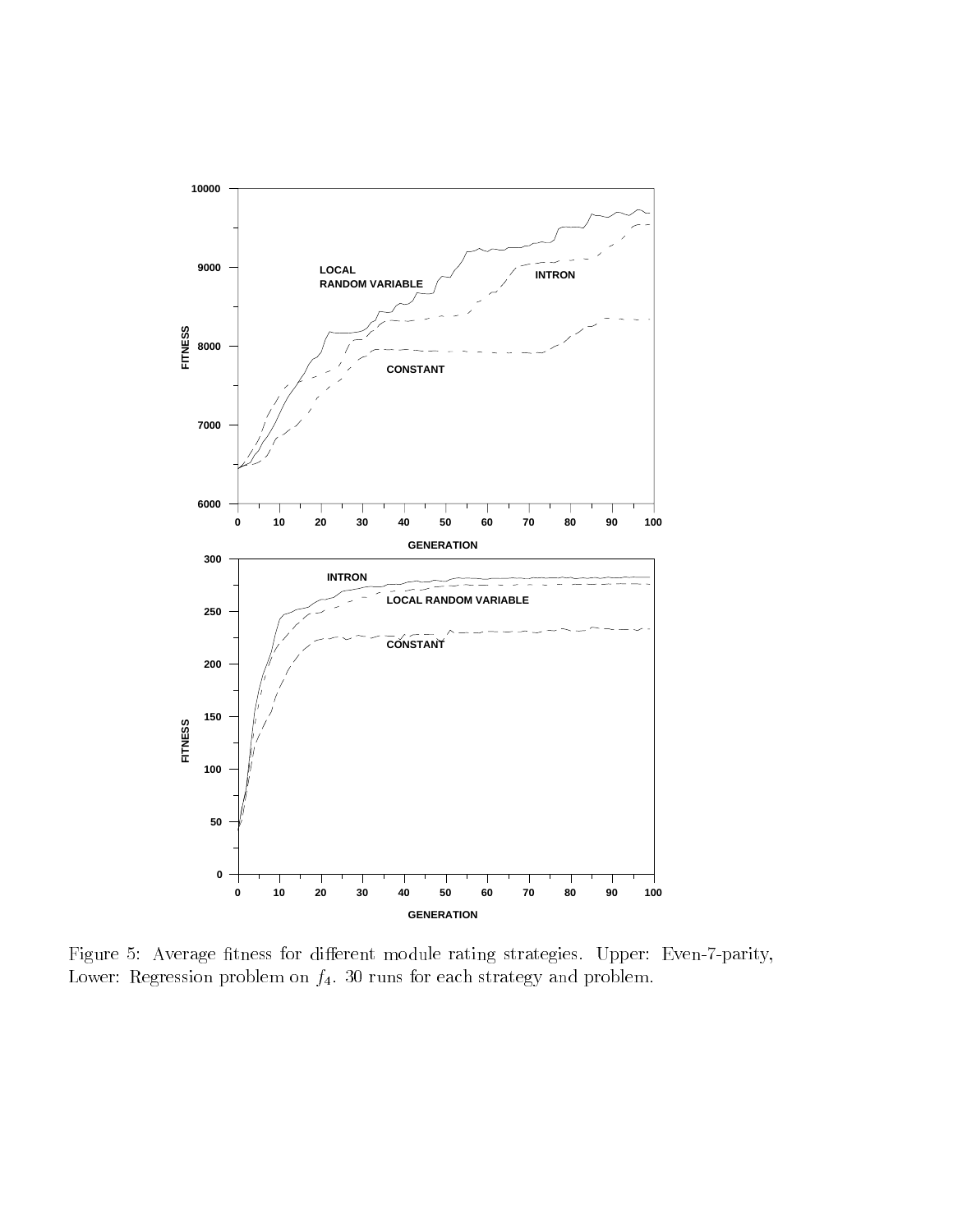Figure 5: Average fitness for different module rating strategies. Upper: Even-7-parity, Lower: Regression problem on $f_4$. 30 runs for each strategy and problem.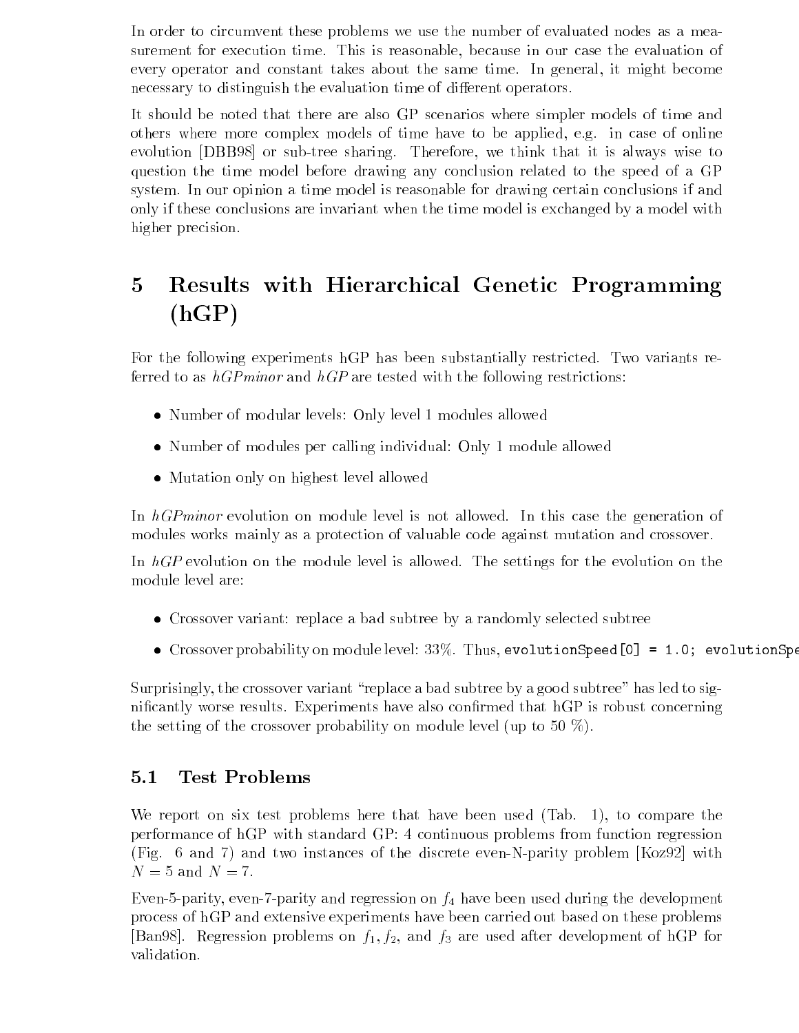In order to circumvent these problems we use the number of evaluated nodes as a measurement for execution time. This is reasonable, because in our case the evaluation of every operator and constant takes about the same time. In general, it might become necessary to distinguish the evaluation time of different operators.

It should be noted that there are also GP scenarios where simpler models of time and others where more complex models of time have to be applied, e.g. in case of online evolution [DBB98] or sub-tree sharing. Therefore, we think that it is always wise to question the time model before drawing any conclusion related to the speed of a GP system. In our opinion a time model is reasonable for drawing certain conclusions if and only if these conclusions are invariant when the time model is exchanged by a model with higher precision.

# 5 Results with Hierarchical Genetic Programming (hGP)

For the following experiments hGP has been substantially restricted. Two variants referred to as *hGPminor* and *hGP* are tested with the following restrictions:

- Number of modular levels: Only level 1 modules allowed
- Number of modules per calling individual: Only 1 module allowed
- Mutation only on highest level allowed

In *hGPminor* evolution on module level is not allowed. In this case the generation of modules works mainly as a protection of valuable code against mutation and crossover.

In *hGP* evolution on the module level is allowed. The settings for the evolution on the module level are:

- Crossover variant: replace a bad subtree by a randomly selected subtree
- Crossover probability on module level: 33%. Thus, `evolutionSpeed[0] = 1.0; evolutionSpe`

Surprisingly, the crossover variant "replace a bad subtree by a good subtree" has led to significantly worse results. Experiments have also confirmed that hGP is robust concerning the setting of the crossover probability on module level (up to 50 %).

## 5.1 Test Problems

We report on six test problems here that have been used (Tab. 1), to compare the performance of hGP with standard GP: 4 continuous problems from function regression (Fig. 6 and 7) and two instances of the discrete even-N-parity problem [Koz92] with $N = 5$ and $N = 7$.

Even-5-parity, even-7-parity and regression on $f_4$ have been used during the development process of hGP and extensive experiments have been carried out based on these problems [Ban98]. Regression problems on $f_1, f_2$, and $f_3$ are used after development of hGP for validation.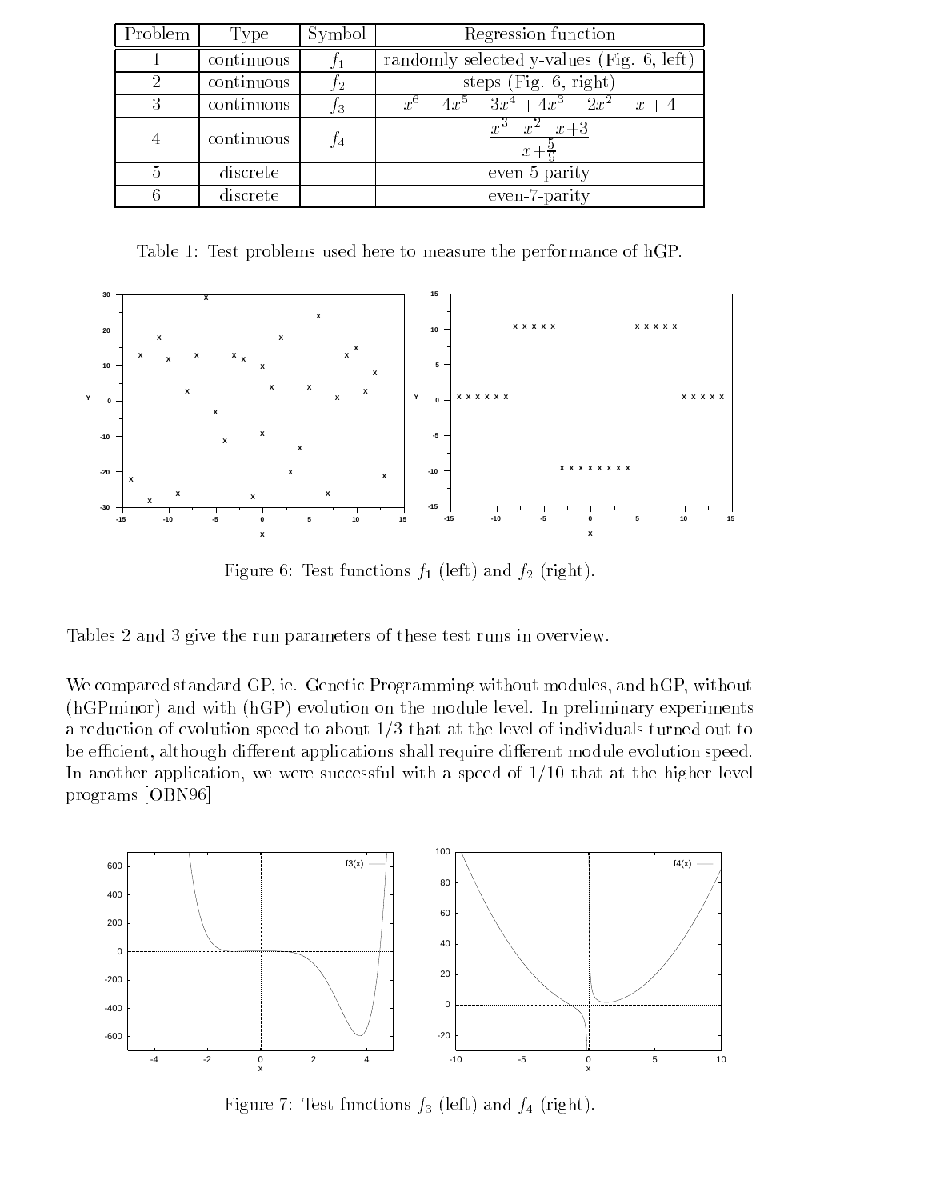| Problem | Type | Symbol | Regression function |
|---|---|---|---|
| 1 | continuous | $f_1$ | randomly selected y-values (Fig. 6, left) |
| 2 | continuous | $f_2$ | steps (Fig. 6, right) |
| 3 | continuous | $f_3$ | $x^6 - 4x^5 - 3x^4 + 4x^3 - 2x^2 - x + 4$ |
| 4 | continuous | $f_4$ | $\frac{x^3 - x^2 - x + 3}{x + \frac{5}{9}}$ |
| 5 | discrete | | even-5-parity |
| 6 | discrete | | even-7-parity |

Table 1: Test problems used here to measure the performance of hGP.

Figure 6: Test functions $f_1$ (left) and $f_2$ (right).

Tables 2 and 3 give the run parameters of these test runs in overview.

We compared standard GP, ie. Genetic Programming without modules, and hGP, without (hGPminor) and with (hGP) evolution on the module level. In preliminary experiments a reduction of evolution speed to about 1/3 that at the level of individuals turned out to be efficient, although different applications shall require different module evolution speed. In another application, we were successful with a speed of 1/10 that at the higher level programs [OBN96]

Figure 7: Test functions $f_3$ (left) and $f_4$ (right).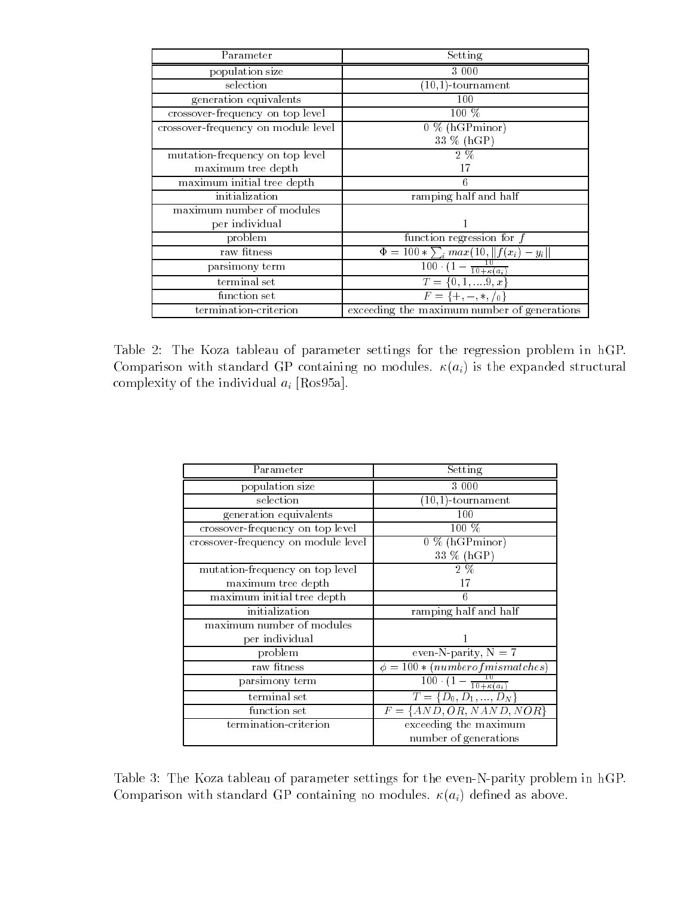| Parameter | Setting |
| --- | --- |
| population size | 3 000 |
| selection | (10,1)-tournament |
| generation equivalents | 100 |
| crossover-frequency on top level | 100 % |
| crossover-frequency on module level | 0 % (hGPminor)<br>33 % (hGP) |
| mutation-frequency on top level<br>maximum tree depth | 2 %<br>17 |
| maximum initial tree depth | 6 |
| initialization | ramping half and half |
| maximum number of modules<br>per individual | 1 |
| problem | function regression for $f$ |
| raw fitness | $\Phi = 100 * \sum_i max(10, \|f(x_i) - y_i\|$ |
| parsimony term | $100 \cdot (1 - \frac{10}{10+\kappa(a_i)}$ |
| terminal set | $T = \{0, 1, ....9, x\}$ |
| function set | $F = \{+, -, *, /_0\}$ |
| termination-criterion | exceeding the maximum number of generations |

Table 2: The Koza tableau of parameter settings for the regression problem in hGP. Comparison with standard GP containing no modules. $\kappa(a_i)$ is the expanded structural complexity of the individual $a_i$ [Ros95a].

| Parameter | Setting |
| --- | --- |
| population size | 3 000 |
| selection | (10,1)-tournament |
| generation equivalents | 100 |
| crossover-frequency on top level | 100 % |
| crossover-frequency on module level | 0 % (hGPminor)<br>33 % (hGP) |
| mutation-frequency on top level<br>maximum tree depth | 2 %<br>17 |
| maximum initial tree depth | 6 |
| initialization | ramping half and half |
| maximum number of modules<br>per individual | 1 |
| problem | even-N-parity, N = 7 |
| raw fitness | $\phi = 100 * (number of mismatches)$ |
| parsimony term | $100 \cdot (1 - \frac{10}{10+\kappa(a_i)}$ |
| terminal set | $T = \{D_0, D_1, ..., D_N\}$ |
| function set | $F = \{AND, OR, NAND, NOR\}$ |
| termination-criterion | exceeding the maximum<br>number of generations |

Table 3: The Koza tableau of parameter settings for the even-N-parity problem in hGP. Comparison with standard GP containing no modules. $\kappa(a_i)$ defined as above.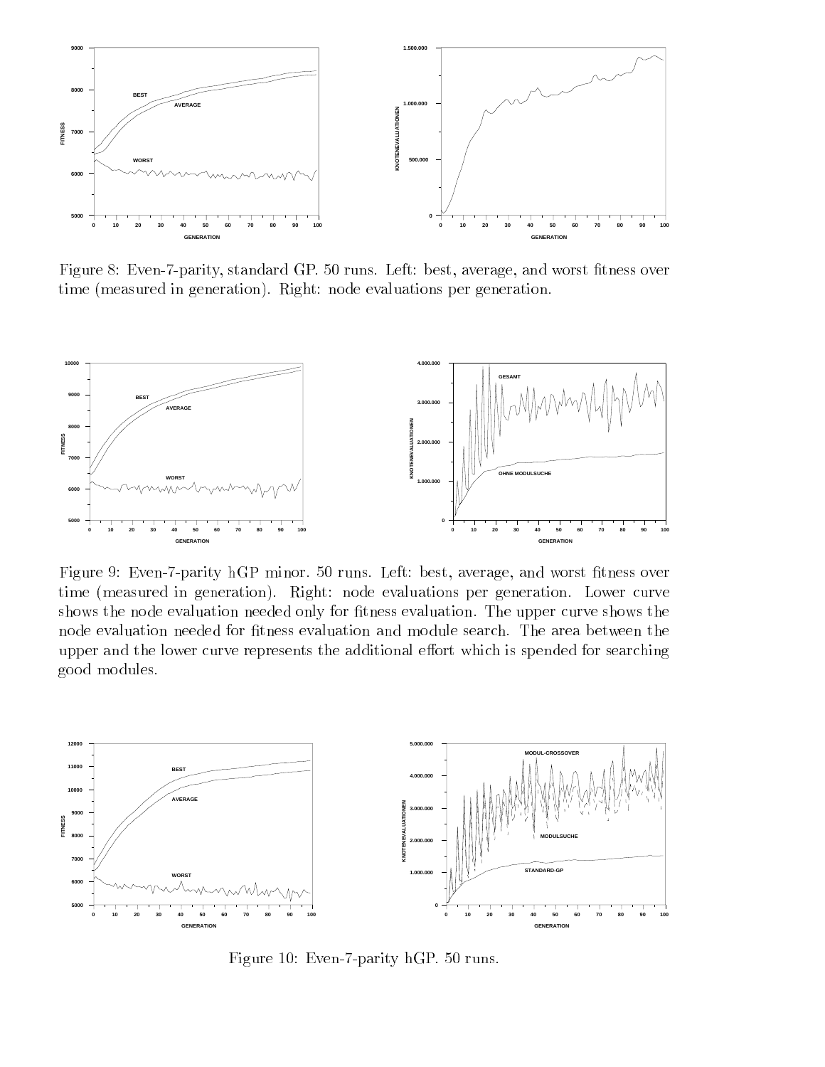Figure 8: Even-7-parity, standard GP. 50 runs. Left: best, average, and worst fitness over time (measured in generation). Right: node evaluations per generation.

Figure 9: Even-7-parity hGP minor. 50 runs. Left: best, average, and worst fitness over time (measured in generation). Right: node evaluations per generation. Lower curve shows the node evaluation needed only for fitness evaluation. The upper curve shows the node evaluation needed for fitness evaluation and module search. The area between the upper and the lower curve represents the additional effort which is spended for searching good modules.

Figure 10: Even-7-parity hGP. 50 runs.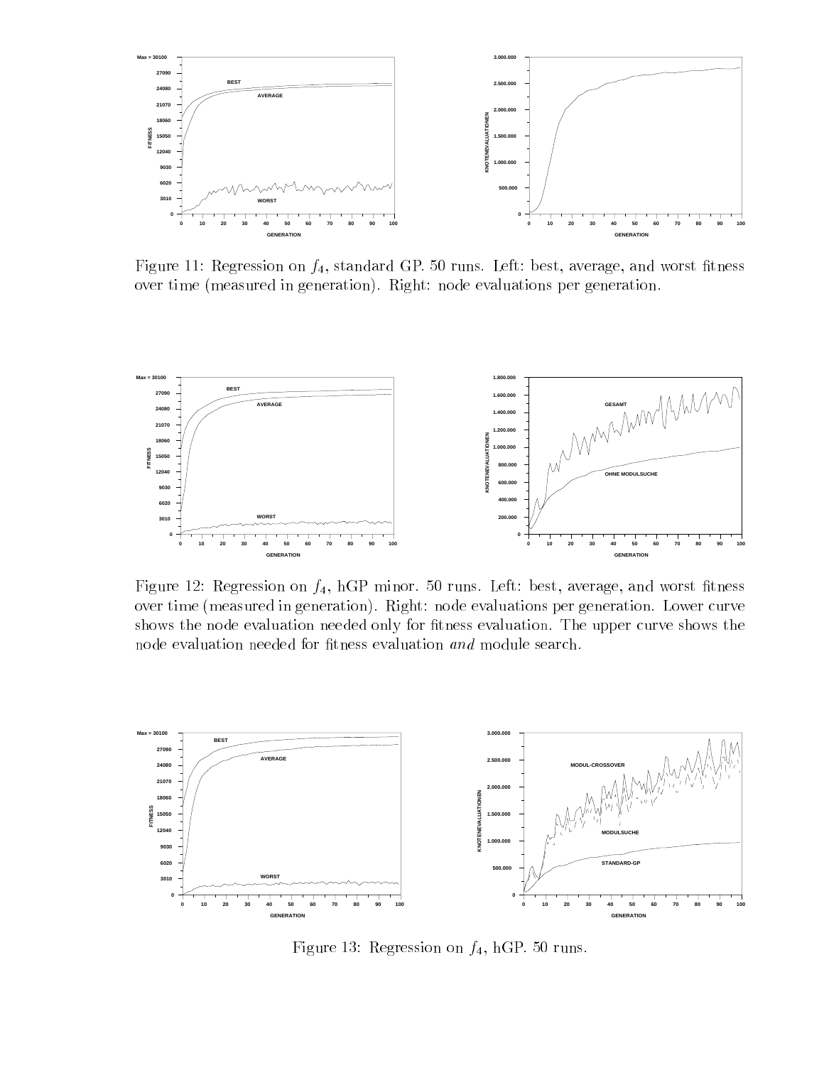Figure 11: Regression on $f_4$, standard GP. 50 runs. Left: best, average, and worst fitness over time (measured in generation). Right: node evaluations per generation.

Figure 12: Regression on $f_4$, hGP minor. 50 runs. Left: best, average, and worst fitness over time (measured in generation). Right: node evaluations per generation. Lower curve shows the node evaluation needed only for fitness evaluation. The upper curve shows the node evaluation needed for fitness evaluation *and* module search.

Figure 13: Regression on $f_4$, hGP. 50 runs.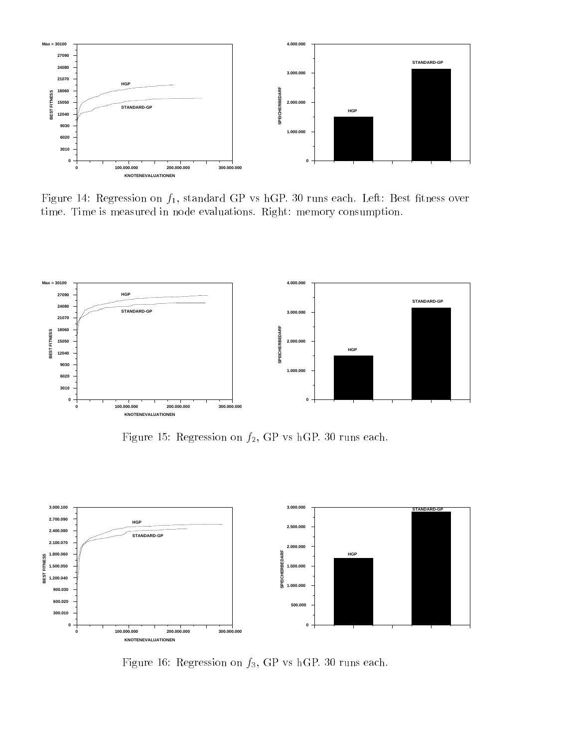Figure 14: Regression on $f_1$, standard GP vs hGP. 30 runs each. Left: Best fitness over time. Time is measured in node evaluations. Right: memory consumption.

Figure 15: Regression on $f_2$, GP vs hGP. 30 runs each.

Figure 16: Regression on $f_3$, GP vs hGP. 30 runs each.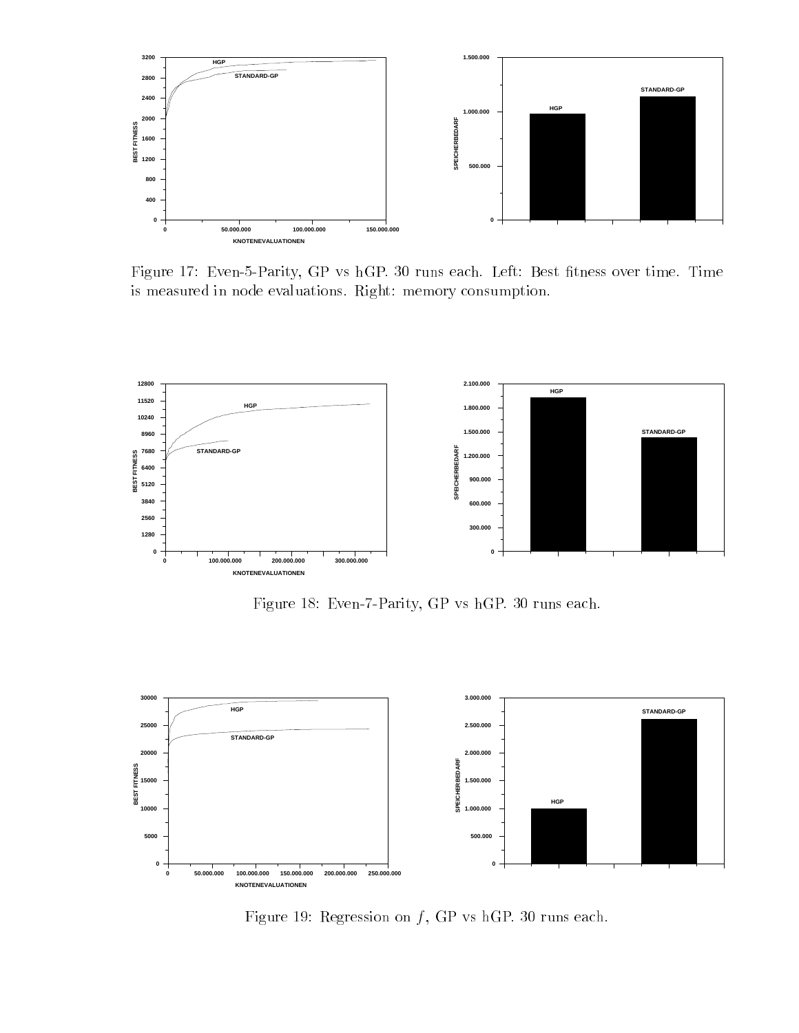Figure 17: Even-5-Parity, GP vs hGP. 30 runs each. Left: Best fitness over time. Time is measured in node evaluations. Right: memory consumption.

Figure 18: Even-7-Parity, GP vs hGP. 30 runs each.

Figure 19: Regression on $f$, GP vs hGP. 30 runs each.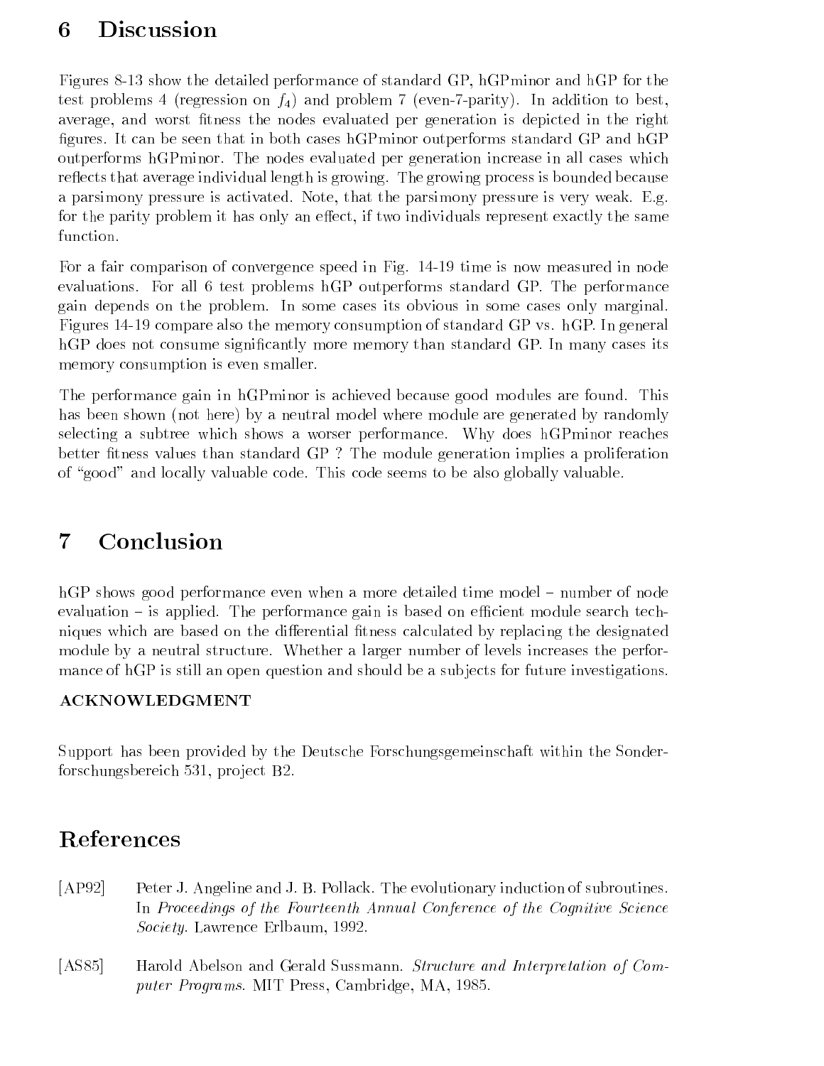# 6 Discussion

Figures 8-13 show the detailed performance of standard GP, hGPminor and hGP for the test problems 4 (regression on $f_4$) and problem 7 (even-7-parity). In addition to best, average, and worst fitness the nodes evaluated per generation is depicted in the right figures. It can be seen that in both cases hGPminor outperforms standard GP and hGP outperforms hGPminor. The nodes evaluated per generation increase in all cases which reflects that average individual length is growing. The growing process is bounded because a parsimony pressure is activated. Note, that the parsimony pressure is very weak. E.g. for the parity problem it has only an effect, if two individuals represent exactly the same function.

For a fair comparison of convergence speed in Fig. 14-19 time is now measured in node evaluations. For all 6 test problems hGP outperforms standard GP. The performance gain depends on the problem. In some cases its obvious in some cases only marginal. Figures 14-19 compare also the memory consumption of standard GP vs. hGP. In general hGP does not consume significantly more memory than standard GP. In many cases its memory consumption is even smaller.

The performance gain in hGPminor is achieved because good modules are found. This has been shown (not here) by a neutral model where module are generated by randomly selecting a subtree which shows a worser performance. Why does hGPminor reaches better fitness values than standard GP ? The module generation implies a proliferation of "good" and locally valuable code. This code seems to be also globally valuable.

# 7 Conclusion

hGP shows good performance even when a more detailed time model – number of node evaluation – is applied. The performance gain is based on efficient module search techniques which are based on the differential fitness calculated by replacing the designated module by a neutral structure. Whether a larger number of levels increases the performance of hGP is still an open question and should be a subjects for future investigations.

### ACKNOWLEDGMENT

Support has been provided by the Deutsche Forschungsgemeinschaft within the Sonderforschungsbereich 531, project B2.

# References

[AP92] Peter J. Angeline and J. B. Pollack. The evolutionary induction of subroutines. In *Proceedings of the Fourteenth Annual Conference of the Cognitive Science Society*. Lawrence Erlbaum, 1992.

[AS85] Harold Abelson and Gerald Sussmann. *Structure and Interpretation of Computer Programs*. MIT Press, Cambridge, MA, 1985.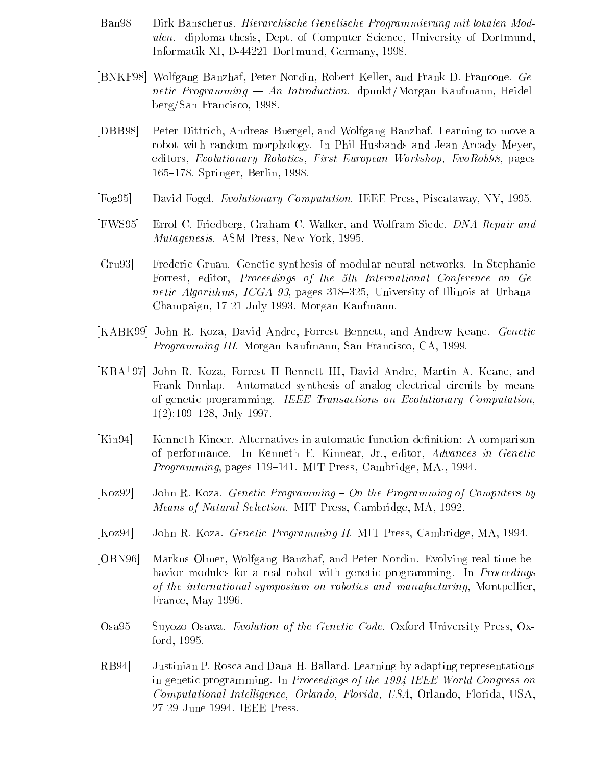[Ban98] Dirk Banscherus. *Hierarchische Genetische Programmierung mit lokalen Modulen.* diploma thesis, Dept. of Computer Science, University of Dortmund, Informatik XI, D-44221 Dortmund, Germany, 1998.

[BNKF98] Wolfgang Banzhaf, Peter Nordin, Robert Keller, and Frank D. Francone. *Genetic Programming — An Introduction.* dpunkt/Morgan Kaufmann, Heidelberg/San Francisco, 1998.

[DBB98] Peter Dittrich, Andreas Buergel, and Wolfgang Banzhaf. Learning to move a robot with random morphology. In Phil Husbands and Jean-Arcady Meyer, editors, *Evolutionary Robotics, First European Workshop, EvoRob98*, pages 165–178. Springer, Berlin, 1998.

[Fog95] David Fogel. *Evolutionary Computation.* IEEE Press, Piscataway, NY, 1995.

[FWS95] Errol C. Friedberg, Graham C. Walker, and Wolfram Siede. *DNA Repair and Mutagenesis.* ASM Press, New York, 1995.

[Gru93] Frederic Gruau. Genetic synthesis of modular neural networks. In Stephanie Forrest, editor, *Proceedings of the 5th International Conference on Genetic Algorithms, ICGA-93*, pages 318–325, University of Illinois at Urbana-Champaign, 17-21 July 1993. Morgan Kaufmann.

[KABK99] John R. Koza, David Andre, Forrest Bennett, and Andrew Keane. *Genetic Programming III.* Morgan Kaufmann, San Francisco, CA, 1999.

[KBA+97] John R. Koza, Forrest H Bennett III, David Andre, Martin A. Keane, and Frank Dunlap. Automated synthesis of analog electrical circuits by means of genetic programming. *IEEE Transactions on Evolutionary Computation*, 1(2):109–128, July 1997.

[Kin94] Kenneth Kineer. Alternatives in automatic function definition: A comparison of performance. In Kenneth E. Kinnear, Jr., editor, *Advances in Genetic Programming*, pages 119–141. MIT Press, Cambridge, MA., 1994.

[Koz92] John R. Koza. *Genetic Programming – On the Programming of Computers by Means of Natural Selection.* MIT Press, Cambridge, MA, 1992.

[Koz94] John R. Koza. *Genetic Programming II.* MIT Press, Cambridge, MA, 1994.

[OBN96] Markus Olmer, Wolfgang Banzhaf, and Peter Nordin. Evolving real-time behavior modules for a real robot with genetic programming. In *Proceedings of the international symposium on robotics and manufacturing*, Montpellier, France, May 1996.

[Osa95] Suyozo Osawa. *Evolution of the Genetic Code.* Oxford University Press, Oxford, 1995.

[RB94] Justinian P. Rosca and Dana H. Ballard. Learning by adapting representations in genetic programming. In *Proceedings of the 1994 IEEE World Congress on Computational Intelligence, Orlando, Florida, USA*, Orlando, Florida, USA, 27-29 June 1994. IEEE Press.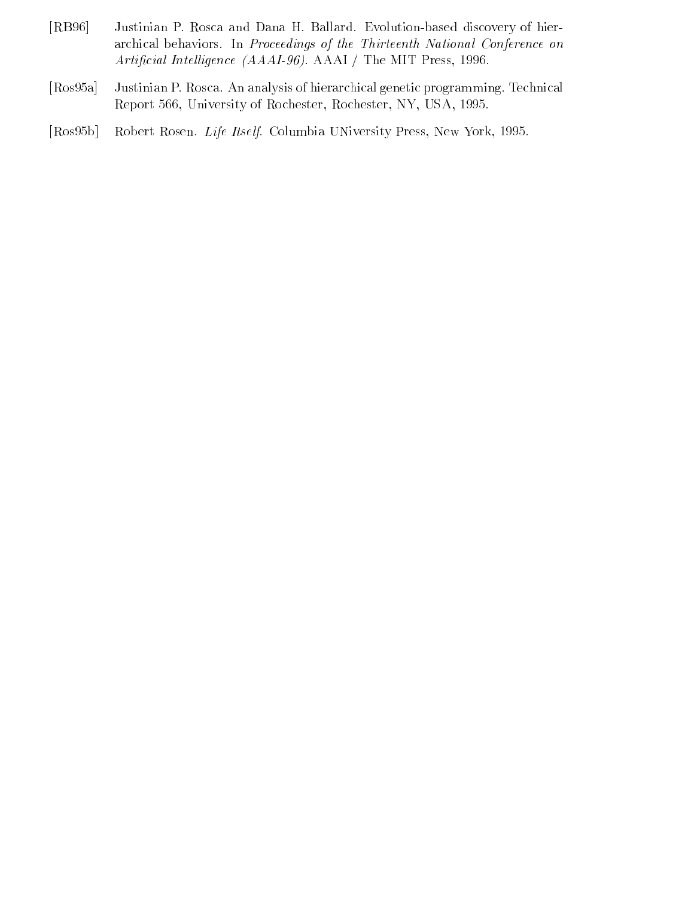[RB96] Justinian P. Rosca and Dana H. Ballard. Evolution-based discovery of hierarchical behaviors. In *Proceedings of the Thirteenth National Conference on Artificial Intelligence (AAAI-96)*. AAAI / The MIT Press, 1996.

[Ros95a] Justinian P. Rosca. An analysis of hierarchical genetic programming. Technical Report 566, University of Rochester, Rochester, NY, USA, 1995.

[Ros95b] Robert Rosen. *Life Itself*. Columbia UNiversity Press, New York, 1995.